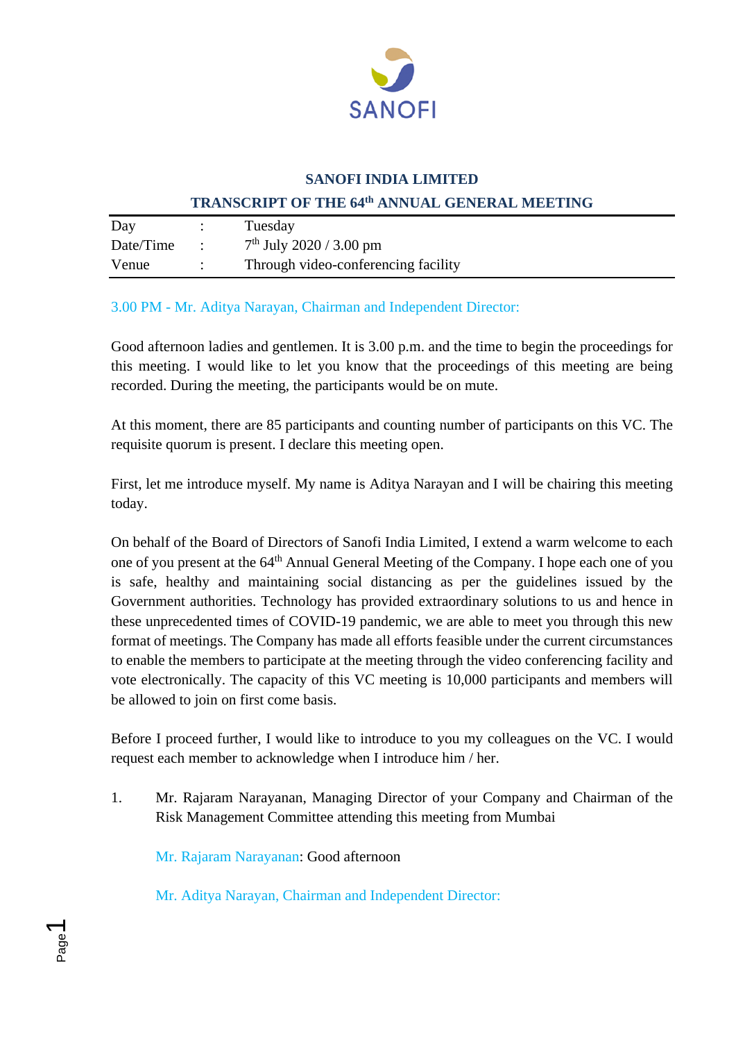SANOFI

# SANOFI INDIA LIMITED

## TRANSCRIPT OF THE 64th ANNUAL GENERAL MEETING

| | | |
|---|---|---|
| Day | : | Tuesday |
| Date/Time | : | 7th July 2020 / 3.00 pm |
| Venue | : | Through video-conferencing facility |

3.00 PM - Mr. Aditya Narayan, Chairman and Independent Director:

Good afternoon ladies and gentlemen. It is 3.00 p.m. and the time to begin the proceedings for this meeting. I would like to let you know that the proceedings of this meeting are being recorded. During the meeting, the participants would be on mute.

At this moment, there are 85 participants and counting number of participants on this VC. The requisite quorum is present. I declare this meeting open.

First, let me introduce myself. My name is Aditya Narayan and I will be chairing this meeting today.

On behalf of the Board of Directors of Sanofi India Limited, I extend a warm welcome to each one of you present at the 64th Annual General Meeting of the Company. I hope each one of you is safe, healthy and maintaining social distancing as per the guidelines issued by the Government authorities. Technology has provided extraordinary solutions to us and hence in these unprecedented times of COVID-19 pandemic, we are able to meet you through this new format of meetings. The Company has made all efforts feasible under the current circumstances to enable the members to participate at the meeting through the video conferencing facility and vote electronically. The capacity of this VC meeting is 10,000 participants and members will be allowed to join on first come basis.

Before I proceed further, I would like to introduce to you my colleagues on the VC. I would request each member to acknowledge when I introduce him / her.

1. Mr. Rajaram Narayanan, Managing Director of your Company and Chairman of the Risk Management Committee attending this meeting from Mumbai

   Mr. Rajaram Narayanan: Good afternoon

   Mr. Aditya Narayan, Chairman and Independent Director: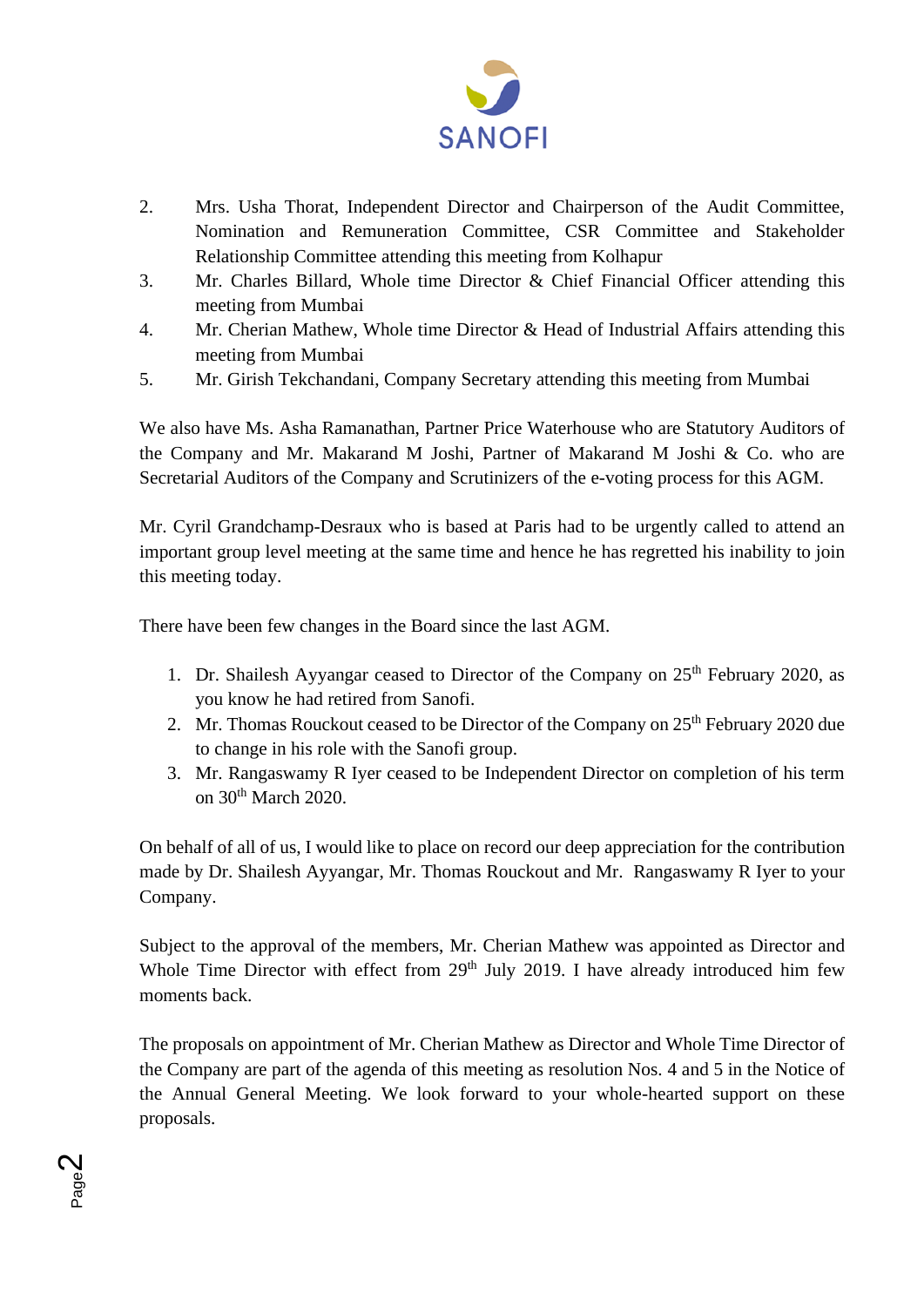2. Mrs. Usha Thorat, Independent Director and Chairperson of the Audit Committee, Nomination and Remuneration Committee, CSR Committee and Stakeholder Relationship Committee attending this meeting from Kolhapur
3. Mr. Charles Billard, Whole time Director & Chief Financial Officer attending this meeting from Mumbai
4. Mr. Cherian Mathew, Whole time Director & Head of Industrial Affairs attending this meeting from Mumbai
5. Mr. Girish Tekchandani, Company Secretary attending this meeting from Mumbai

We also have Ms. Asha Ramanathan, Partner Price Waterhouse who are Statutory Auditors of the Company and Mr. Makarand M Joshi, Partner of Makarand M Joshi & Co. who are Secretarial Auditors of the Company and Scrutinizers of the e-voting process for this AGM.

Mr. Cyril Grandchamp-Desraux who is based at Paris had to be urgently called to attend an important group level meeting at the same time and hence he has regretted his inability to join this meeting today.

There have been few changes in the Board since the last AGM.

1. Dr. Shailesh Ayyangar ceased to Director of the Company on 25th February 2020, as you know he had retired from Sanofi.
2. Mr. Thomas Rouckout ceased to be Director of the Company on 25th February 2020 due to change in his role with the Sanofi group.
3. Mr. Rangaswamy R Iyer ceased to be Independent Director on completion of his term on 30th March 2020.

On behalf of all of us, I would like to place on record our deep appreciation for the contribution made by Dr. Shailesh Ayyangar, Mr. Thomas Rouckout and Mr. Rangaswamy R Iyer to your Company.

Subject to the approval of the members, Mr. Cherian Mathew was appointed as Director and Whole Time Director with effect from 29th July 2019. I have already introduced him few moments back.

The proposals on appointment of Mr. Cherian Mathew as Director and Whole Time Director of the Company are part of the agenda of this meeting as resolution Nos. 4 and 5 in the Notice of the Annual General Meeting. We look forward to your whole-hearted support on these proposals.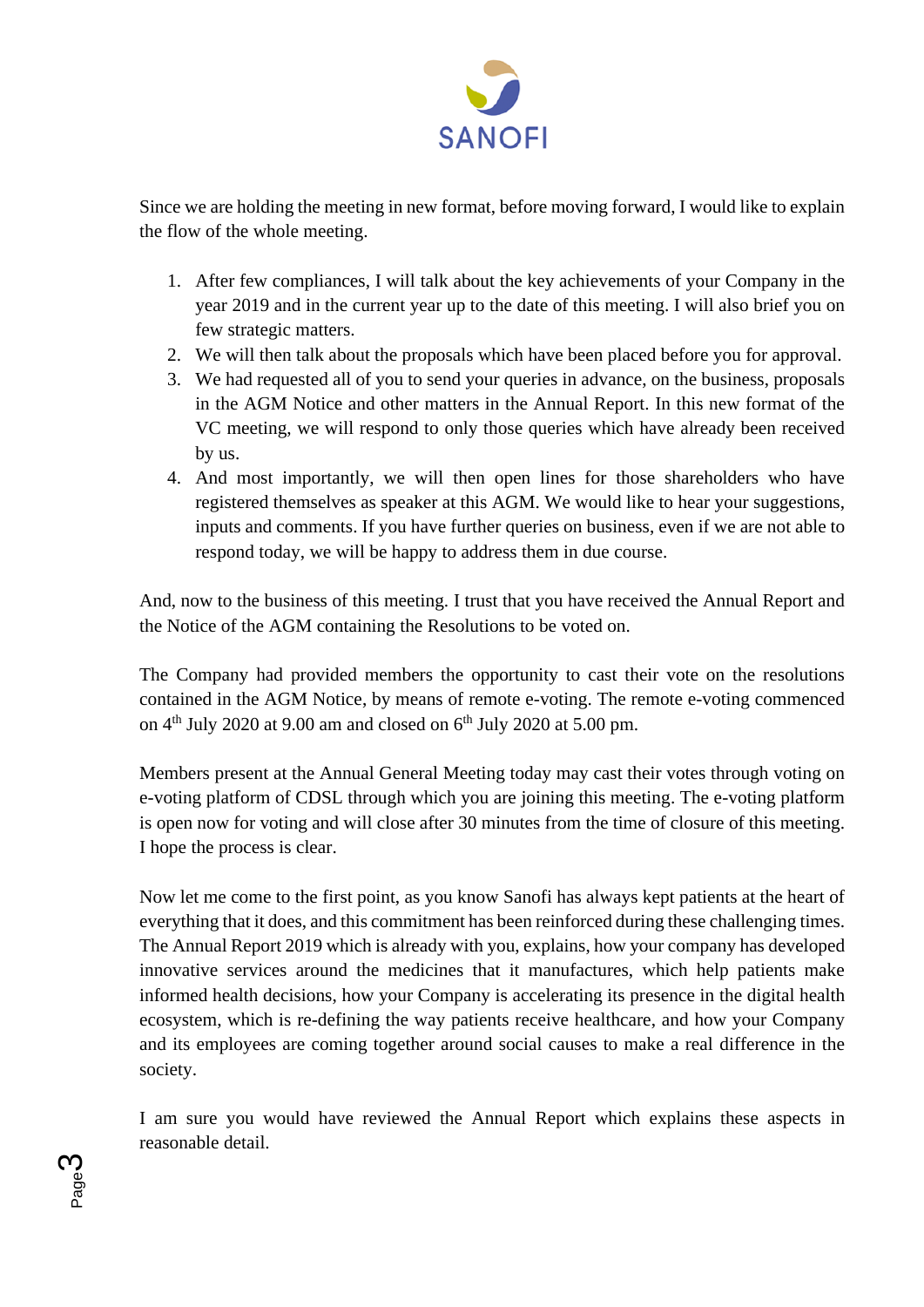Since we are holding the meeting in new format, before moving forward, I would like to explain the flow of the whole meeting.

1. After few compliances, I will talk about the key achievements of your Company in the year 2019 and in the current year up to the date of this meeting. I will also brief you on few strategic matters.
2. We will then talk about the proposals which have been placed before you for approval.
3. We had requested all of you to send your queries in advance, on the business, proposals in the AGM Notice and other matters in the Annual Report. In this new format of the VC meeting, we will respond to only those queries which have already been received by us.
4. And most importantly, we will then open lines for those shareholders who have registered themselves as speaker at this AGM. We would like to hear your suggestions, inputs and comments. If you have further queries on business, even if we are not able to respond today, we will be happy to address them in due course.

And, now to the business of this meeting. I trust that you have received the Annual Report and the Notice of the AGM containing the Resolutions to be voted on.

The Company had provided members the opportunity to cast their vote on the resolutions contained in the AGM Notice, by means of remote e-voting. The remote e-voting commenced on 4th July 2020 at 9.00 am and closed on 6th July 2020 at 5.00 pm.

Members present at the Annual General Meeting today may cast their votes through voting on e-voting platform of CDSL through which you are joining this meeting. The e-voting platform is open now for voting and will close after 30 minutes from the time of closure of this meeting. I hope the process is clear.

Now let me come to the first point, as you know Sanofi has always kept patients at the heart of everything that it does, and this commitment has been reinforced during these challenging times. The Annual Report 2019 which is already with you, explains, how your company has developed innovative services around the medicines that it manufactures, which help patients make informed health decisions, how your Company is accelerating its presence in the digital health ecosystem, which is re-defining the way patients receive healthcare, and how your Company and its employees are coming together around social causes to make a real difference in the society.

I am sure you would have reviewed the Annual Report which explains these aspects in reasonable detail.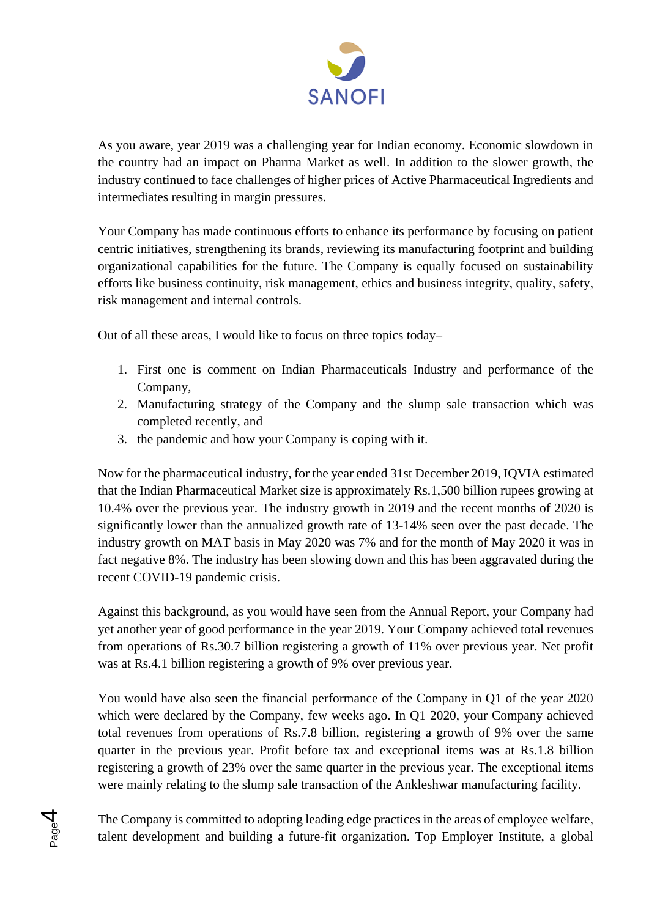As you aware, year 2019 was a challenging year for Indian economy. Economic slowdown in the country had an impact on Pharma Market as well. In addition to the slower growth, the industry continued to face challenges of higher prices of Active Pharmaceutical Ingredients and intermediates resulting in margin pressures.

Your Company has made continuous efforts to enhance its performance by focusing on patient centric initiatives, strengthening its brands, reviewing its manufacturing footprint and building organizational capabilities for the future. The Company is equally focused on sustainability efforts like business continuity, risk management, ethics and business integrity, quality, safety, risk management and internal controls.

Out of all these areas, I would like to focus on three topics today–

1. First one is comment on Indian Pharmaceuticals Industry and performance of the Company,
2. Manufacturing strategy of the Company and the slump sale transaction which was completed recently, and
3. the pandemic and how your Company is coping with it.

Now for the pharmaceutical industry, for the year ended 31st December 2019, IQVIA estimated that the Indian Pharmaceutical Market size is approximately Rs.1,500 billion rupees growing at 10.4% over the previous year. The industry growth in 2019 and the recent months of 2020 is significantly lower than the annualized growth rate of 13-14% seen over the past decade. The industry growth on MAT basis in May 2020 was 7% and for the month of May 2020 it was in fact negative 8%. The industry has been slowing down and this has been aggravated during the recent COVID-19 pandemic crisis.

Against this background, as you would have seen from the Annual Report, your Company had yet another year of good performance in the year 2019. Your Company achieved total revenues from operations of Rs.30.7 billion registering a growth of 11% over previous year. Net profit was at Rs.4.1 billion registering a growth of 9% over previous year.

You would have also seen the financial performance of the Company in Q1 of the year 2020 which were declared by the Company, few weeks ago. In Q1 2020, your Company achieved total revenues from operations of Rs.7.8 billion, registering a growth of 9% over the same quarter in the previous year. Profit before tax and exceptional items was at Rs.1.8 billion registering a growth of 23% over the same quarter in the previous year. The exceptional items were mainly relating to the slump sale transaction of the Ankleshwar manufacturing facility.

The Company is committed to adopting leading edge practices in the areas of employee welfare, talent development and building a future-fit organization. Top Employer Institute, a global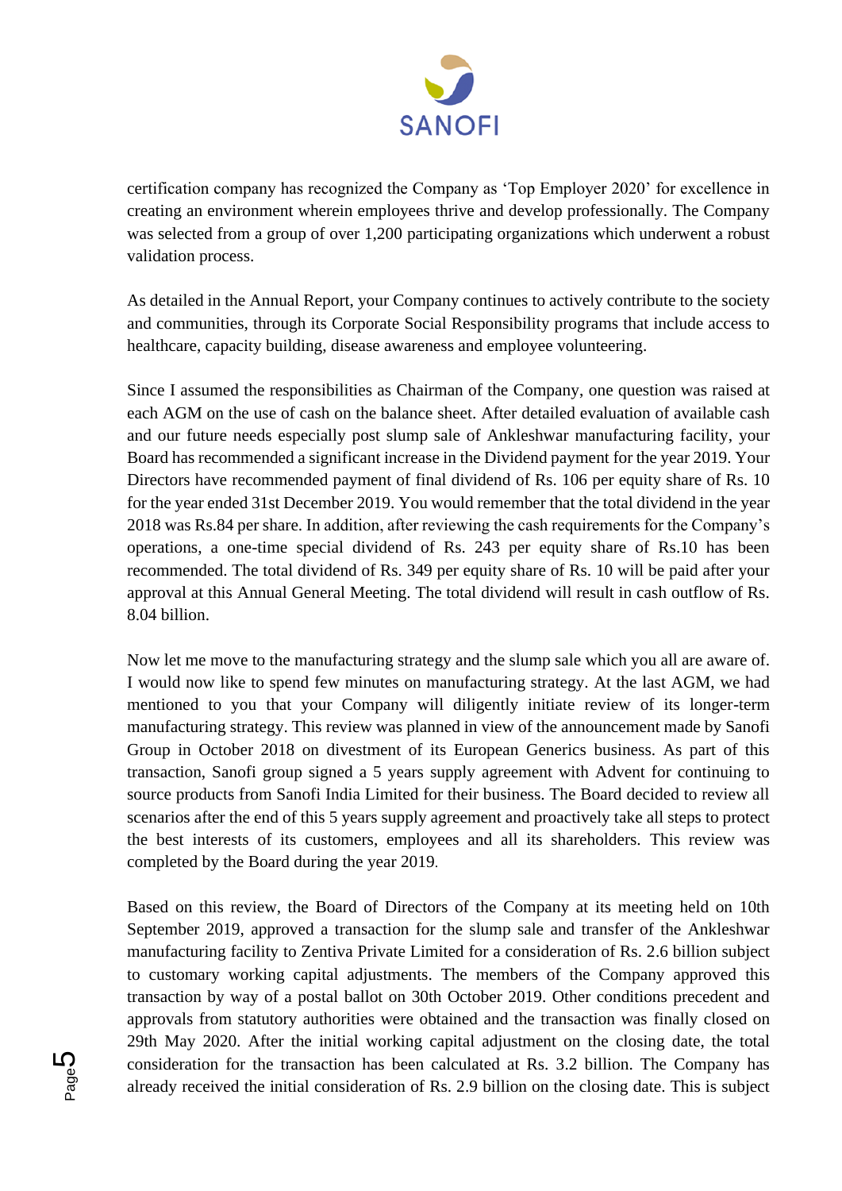certification company has recognized the Company as 'Top Employer 2020' for excellence in creating an environment wherein employees thrive and develop professionally. The Company was selected from a group of over 1,200 participating organizations which underwent a robust validation process.

As detailed in the Annual Report, your Company continues to actively contribute to the society and communities, through its Corporate Social Responsibility programs that include access to healthcare, capacity building, disease awareness and employee volunteering.

Since I assumed the responsibilities as Chairman of the Company, one question was raised at each AGM on the use of cash on the balance sheet. After detailed evaluation of available cash and our future needs especially post slump sale of Ankleshwar manufacturing facility, your Board has recommended a significant increase in the Dividend payment for the year 2019. Your Directors have recommended payment of final dividend of Rs. 106 per equity share of Rs. 10 for the year ended 31st December 2019. You would remember that the total dividend in the year 2018 was Rs.84 per share. In addition, after reviewing the cash requirements for the Company's operations, a one-time special dividend of Rs. 243 per equity share of Rs.10 has been recommended. The total dividend of Rs. 349 per equity share of Rs. 10 will be paid after your approval at this Annual General Meeting. The total dividend will result in cash outflow of Rs. 8.04 billion.

Now let me move to the manufacturing strategy and the slump sale which you all are aware of. I would now like to spend few minutes on manufacturing strategy. At the last AGM, we had mentioned to you that your Company will diligently initiate review of its longer-term manufacturing strategy. This review was planned in view of the announcement made by Sanofi Group in October 2018 on divestment of its European Generics business. As part of this transaction, Sanofi group signed a 5 years supply agreement with Advent for continuing to source products from Sanofi India Limited for their business. The Board decided to review all scenarios after the end of this 5 years supply agreement and proactively take all steps to protect the best interests of its customers, employees and all its shareholders. This review was completed by the Board during the year 2019.

Based on this review, the Board of Directors of the Company at its meeting held on 10th September 2019, approved a transaction for the slump sale and transfer of the Ankleshwar manufacturing facility to Zentiva Private Limited for a consideration of Rs. 2.6 billion subject to customary working capital adjustments. The members of the Company approved this transaction by way of a postal ballot on 30th October 2019. Other conditions precedent and approvals from statutory authorities were obtained and the transaction was finally closed on 29th May 2020. After the initial working capital adjustment on the closing date, the total consideration for the transaction has been calculated at Rs. 3.2 billion. The Company has already received the initial consideration of Rs. 2.9 billion on the closing date. This is subject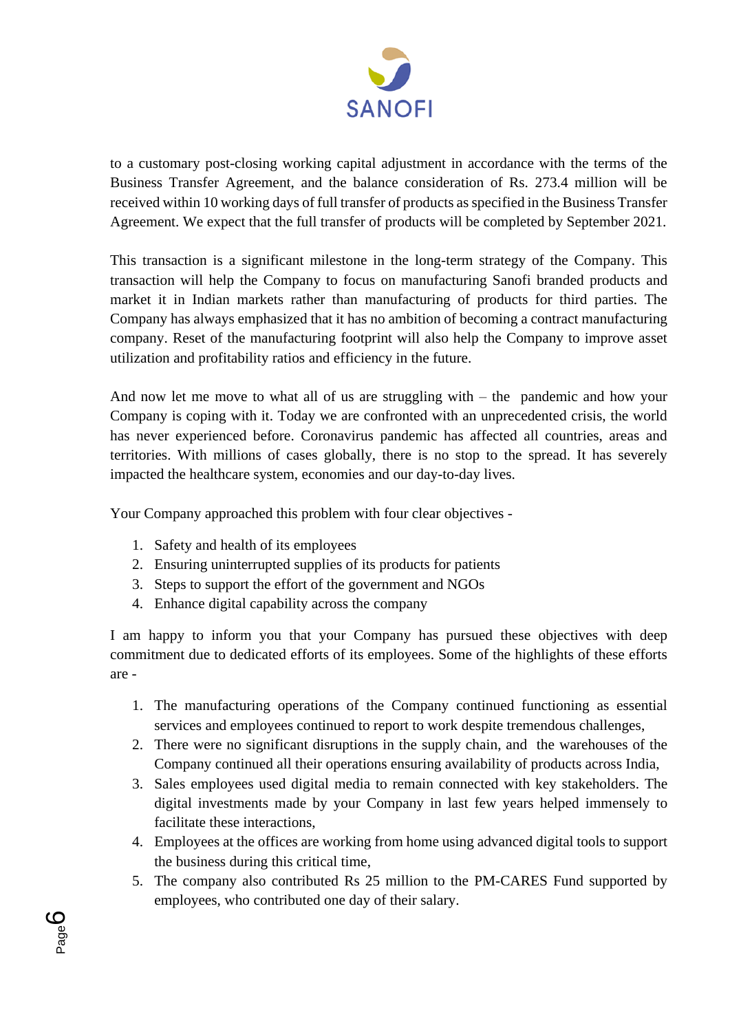to a customary post-closing working capital adjustment in accordance with the terms of the Business Transfer Agreement, and the balance consideration of Rs. 273.4 million will be received within 10 working days of full transfer of products as specified in the Business Transfer Agreement. We expect that the full transfer of products will be completed by September 2021.

This transaction is a significant milestone in the long-term strategy of the Company. This transaction will help the Company to focus on manufacturing Sanofi branded products and market it in Indian markets rather than manufacturing of products for third parties. The Company has always emphasized that it has no ambition of becoming a contract manufacturing company. Reset of the manufacturing footprint will also help the Company to improve asset utilization and profitability ratios and efficiency in the future.

And now let me move to what all of us are struggling with – the pandemic and how your Company is coping with it. Today we are confronted with an unprecedented crisis, the world has never experienced before. Coronavirus pandemic has affected all countries, areas and territories. With millions of cases globally, there is no stop to the spread. It has severely impacted the healthcare system, economies and our day-to-day lives.

Your Company approached this problem with four clear objectives -

1. Safety and health of its employees
2. Ensuring uninterrupted supplies of its products for patients
3. Steps to support the effort of the government and NGOs
4. Enhance digital capability across the company

I am happy to inform you that your Company has pursued these objectives with deep commitment due to dedicated efforts of its employees. Some of the highlights of these efforts are -

1. The manufacturing operations of the Company continued functioning as essential services and employees continued to report to work despite tremendous challenges,
2. There were no significant disruptions in the supply chain, and the warehouses of the Company continued all their operations ensuring availability of products across India,
3. Sales employees used digital media to remain connected with key stakeholders. The digital investments made by your Company in last few years helped immensely to facilitate these interactions,
4. Employees at the offices are working from home using advanced digital tools to support the business during this critical time,
5. The company also contributed Rs 25 million to the PM-CARES Fund supported by employees, who contributed one day of their salary.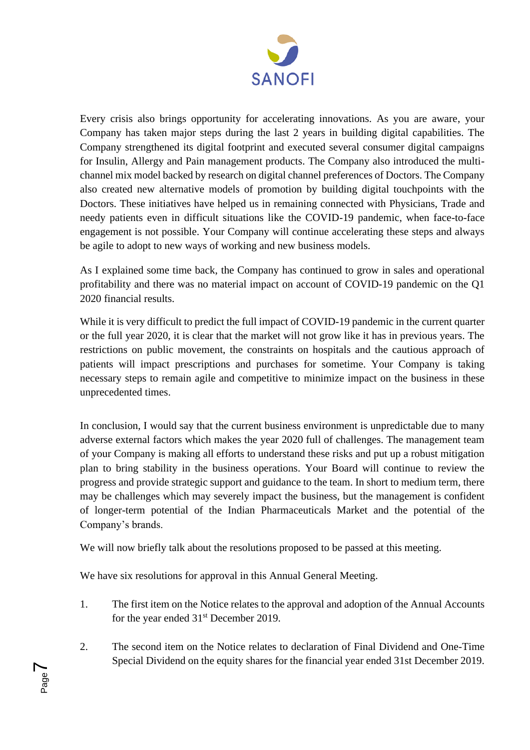Every crisis also brings opportunity for accelerating innovations. As you are aware, your Company has taken major steps during the last 2 years in building digital capabilities. The Company strengthened its digital footprint and executed several consumer digital campaigns for Insulin, Allergy and Pain management products. The Company also introduced the multi-channel mix model backed by research on digital channel preferences of Doctors. The Company also created new alternative models of promotion by building digital touchpoints with the Doctors. These initiatives have helped us in remaining connected with Physicians, Trade and needy patients even in difficult situations like the COVID-19 pandemic, when face-to-face engagement is not possible. Your Company will continue accelerating these steps and always be agile to adopt to new ways of working and new business models.

As I explained some time back, the Company has continued to grow in sales and operational profitability and there was no material impact on account of COVID-19 pandemic on the Q1 2020 financial results.

While it is very difficult to predict the full impact of COVID-19 pandemic in the current quarter or the full year 2020, it is clear that the market will not grow like it has in previous years. The restrictions on public movement, the constraints on hospitals and the cautious approach of patients will impact prescriptions and purchases for sometime. Your Company is taking necessary steps to remain agile and competitive to minimize impact on the business in these unprecedented times.

In conclusion, I would say that the current business environment is unpredictable due to many adverse external factors which makes the year 2020 full of challenges. The management team of your Company is making all efforts to understand these risks and put up a robust mitigation plan to bring stability in the business operations. Your Board will continue to review the progress and provide strategic support and guidance to the team. In short to medium term, there may be challenges which may severely impact the business, but the management is confident of longer-term potential of the Indian Pharmaceuticals Market and the potential of the Company's brands.

We will now briefly talk about the resolutions proposed to be passed at this meeting.

We have six resolutions for approval in this Annual General Meeting.

1. The first item on the Notice relates to the approval and adoption of the Annual Accounts for the year ended 31st December 2019.

2. The second item on the Notice relates to declaration of Final Dividend and One-Time Special Dividend on the equity shares for the financial year ended 31st December 2019.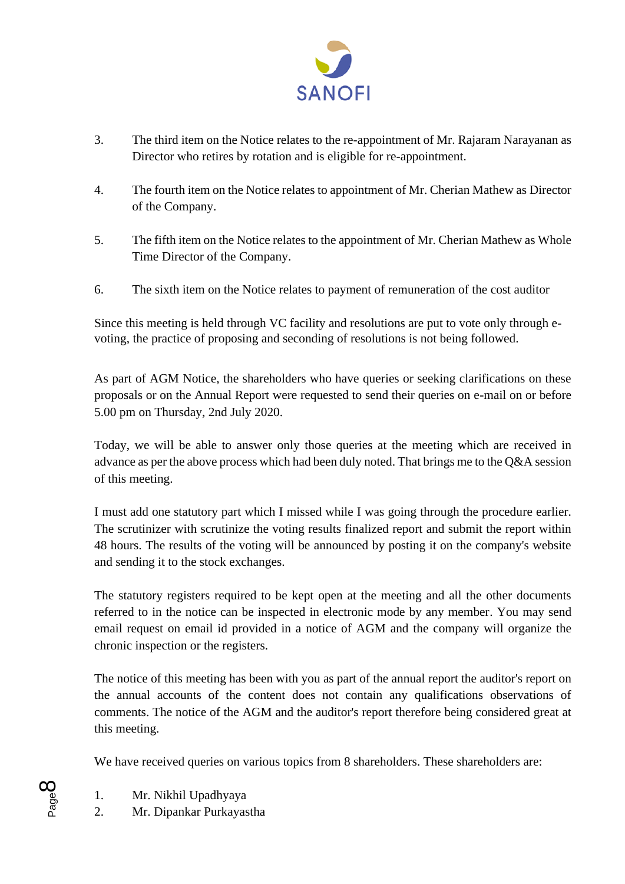3. The third item on the Notice relates to the re-appointment of Mr. Rajaram Narayanan as Director who retires by rotation and is eligible for re-appointment.

4. The fourth item on the Notice relates to appointment of Mr. Cherian Mathew as Director of the Company.

5. The fifth item on the Notice relates to the appointment of Mr. Cherian Mathew as Whole Time Director of the Company.

6. The sixth item on the Notice relates to payment of remuneration of the cost auditor

Since this meeting is held through VC facility and resolutions are put to vote only through e-voting, the practice of proposing and seconding of resolutions is not being followed.

As part of AGM Notice, the shareholders who have queries or seeking clarifications on these proposals or on the Annual Report were requested to send their queries on e-mail on or before 5.00 pm on Thursday, 2nd July 2020.

Today, we will be able to answer only those queries at the meeting which are received in advance as per the above process which had been duly noted. That brings me to the Q&A session of this meeting.

I must add one statutory part which I missed while I was going through the procedure earlier. The scrutinizer with scrutinize the voting results finalized report and submit the report within 48 hours. The results of the voting will be announced by posting it on the company's website and sending it to the stock exchanges.

The statutory registers required to be kept open at the meeting and all the other documents referred to in the notice can be inspected in electronic mode by any member. You may send email request on email id provided in a notice of AGM and the company will organize the chronic inspection or the registers.

The notice of this meeting has been with you as part of the annual report the auditor's report on the annual accounts of the content does not contain any qualifications observations of comments. The notice of the AGM and the auditor's report therefore being considered great at this meeting.

We have received queries on various topics from 8 shareholders. These shareholders are:

1. Mr. Nikhil Upadhyaya
2. Mr. Dipankar Purkayastha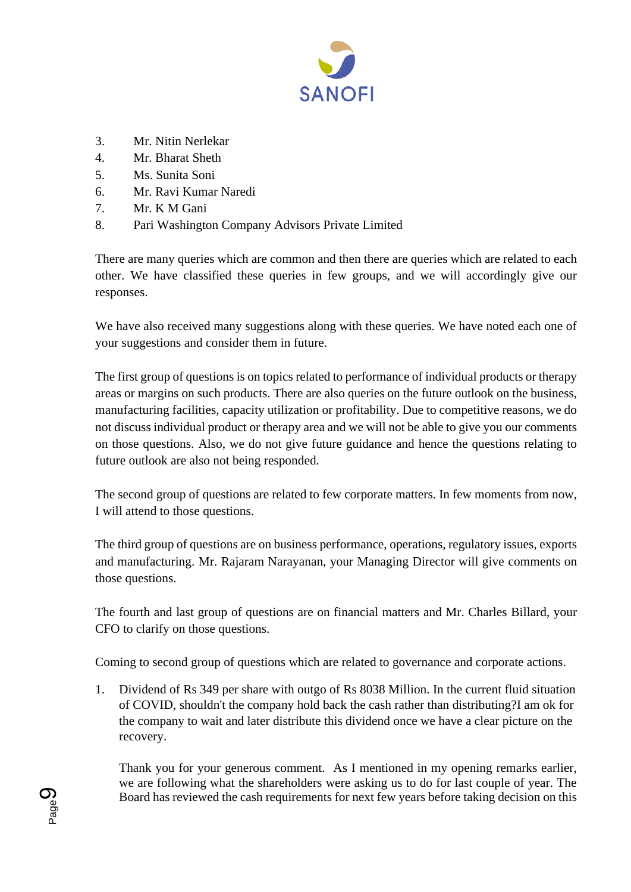3. Mr. Nitin Nerlekar
4. Mr. Bharat Sheth
5. Ms. Sunita Soni
6. Mr. Ravi Kumar Naredi
7. Mr. K M Gani
8. Pari Washington Company Advisors Private Limited

There are many queries which are common and then there are queries which are related to each other. We have classified these queries in few groups, and we will accordingly give our responses.

We have also received many suggestions along with these queries. We have noted each one of your suggestions and consider them in future.

The first group of questions is on topics related to performance of individual products or therapy areas or margins on such products. There are also queries on the future outlook on the business, manufacturing facilities, capacity utilization or profitability. Due to competitive reasons, we do not discuss individual product or therapy area and we will not be able to give you our comments on those questions. Also, we do not give future guidance and hence the questions relating to future outlook are also not being responded.

The second group of questions are related to few corporate matters. In few moments from now, I will attend to those questions.

The third group of questions are on business performance, operations, regulatory issues, exports and manufacturing. Mr. Rajaram Narayanan, your Managing Director will give comments on those questions.

The fourth and last group of questions are on financial matters and Mr. Charles Billard, your CFO to clarify on those questions.

Coming to second group of questions which are related to governance and corporate actions.

1. Dividend of Rs 349 per share with outgo of Rs 8038 Million. In the current fluid situation of COVID, shouldn't the company hold back the cash rather than distributing?I am ok for the company to wait and later distribute this dividend once we have a clear picture on the recovery.

   Thank you for your generous comment. As I mentioned in my opening remarks earlier, we are following what the shareholders were asking us to do for last couple of year. The Board has reviewed the cash requirements for next few years before taking decision on this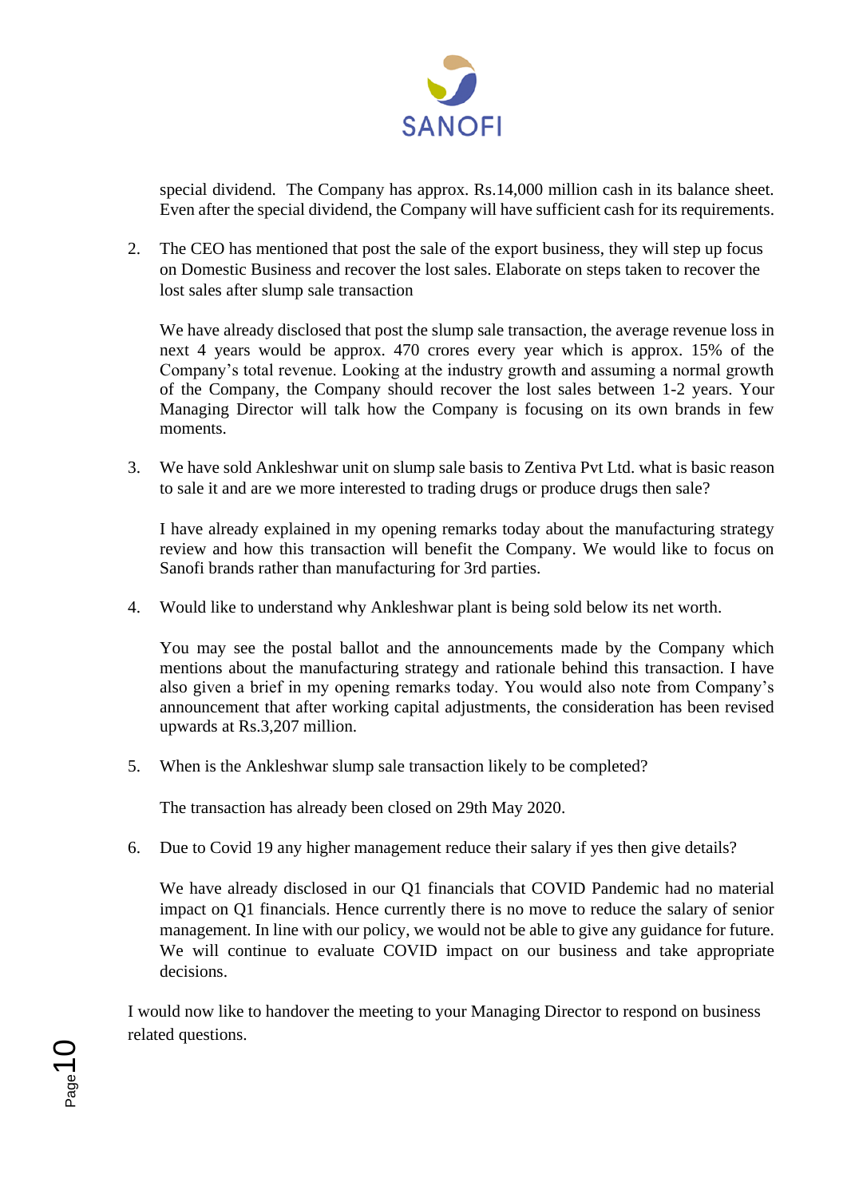special dividend. The Company has approx. Rs.14,000 million cash in its balance sheet. Even after the special dividend, the Company will have sufficient cash for its requirements.

2. The CEO has mentioned that post the sale of the export business, they will step up focus on Domestic Business and recover the lost sales. Elaborate on steps taken to recover the lost sales after slump sale transaction

   We have already disclosed that post the slump sale transaction, the average revenue loss in next 4 years would be approx. 470 crores every year which is approx. 15% of the Company's total revenue. Looking at the industry growth and assuming a normal growth of the Company, the Company should recover the lost sales between 1-2 years. Your Managing Director will talk how the Company is focusing on its own brands in few moments.

3. We have sold Ankleshwar unit on slump sale basis to Zentiva Pvt Ltd. what is basic reason to sale it and are we more interested to trading drugs or produce drugs then sale?

   I have already explained in my opening remarks today about the manufacturing strategy review and how this transaction will benefit the Company. We would like to focus on Sanofi brands rather than manufacturing for 3rd parties.

4. Would like to understand why Ankleshwar plant is being sold below its net worth.

   You may see the postal ballot and the announcements made by the Company which mentions about the manufacturing strategy and rationale behind this transaction. I have also given a brief in my opening remarks today. You would also note from Company's announcement that after working capital adjustments, the consideration has been revised upwards at Rs.3,207 million.

5. When is the Ankleshwar slump sale transaction likely to be completed?

   The transaction has already been closed on 29th May 2020.

6. Due to Covid 19 any higher management reduce their salary if yes then give details?

   We have already disclosed in our Q1 financials that COVID Pandemic had no material impact on Q1 financials. Hence currently there is no move to reduce the salary of senior management. In line with our policy, we would not be able to give any guidance for future. We will continue to evaluate COVID impact on our business and take appropriate decisions.

I would now like to handover the meeting to your Managing Director to respond on business related questions.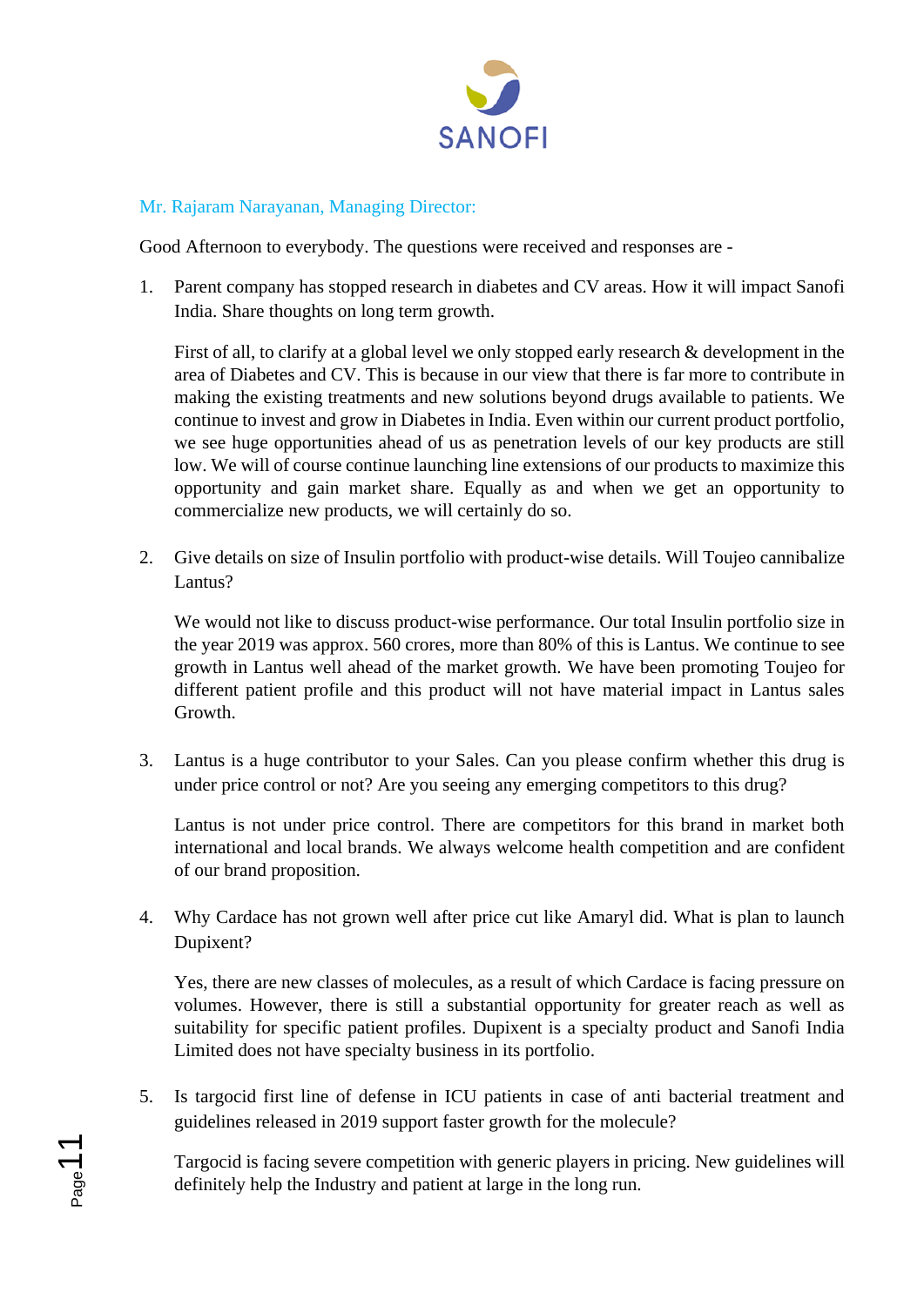Mr. Rajaram Narayanan, Managing Director:

Good Afternoon to everybody. The questions were received and responses are -

1. Parent company has stopped research in diabetes and CV areas. How it will impact Sanofi India. Share thoughts on long term growth.

   First of all, to clarify at a global level we only stopped early research & development in the area of Diabetes and CV. This is because in our view that there is far more to contribute in making the existing treatments and new solutions beyond drugs available to patients. We continue to invest and grow in Diabetes in India. Even within our current product portfolio, we see huge opportunities ahead of us as penetration levels of our key products are still low. We will of course continue launching line extensions of our products to maximize this opportunity and gain market share. Equally as and when we get an opportunity to commercialize new products, we will certainly do so.

2. Give details on size of Insulin portfolio with product-wise details. Will Toujeo cannibalize Lantus?

   We would not like to discuss product-wise performance. Our total Insulin portfolio size in the year 2019 was approx. 560 crores, more than 80% of this is Lantus. We continue to see growth in Lantus well ahead of the market growth. We have been promoting Toujeo for different patient profile and this product will not have material impact in Lantus sales Growth.

3. Lantus is a huge contributor to your Sales. Can you please confirm whether this drug is under price control or not? Are you seeing any emerging competitors to this drug?

   Lantus is not under price control. There are competitors for this brand in market both international and local brands. We always welcome health competition and are confident of our brand proposition.

4. Why Cardace has not grown well after price cut like Amaryl did. What is plan to launch Dupixent?

   Yes, there are new classes of molecules, as a result of which Cardace is facing pressure on volumes. However, there is still a substantial opportunity for greater reach as well as suitability for specific patient profiles. Dupixent is a specialty product and Sanofi India Limited does not have specialty business in its portfolio.

5. Is targocid first line of defense in ICU patients in case of anti bacterial treatment and guidelines released in 2019 support faster growth for the molecule?

   Targocid is facing severe competition with generic players in pricing. New guidelines will definitely help the Industry and patient at large in the long run.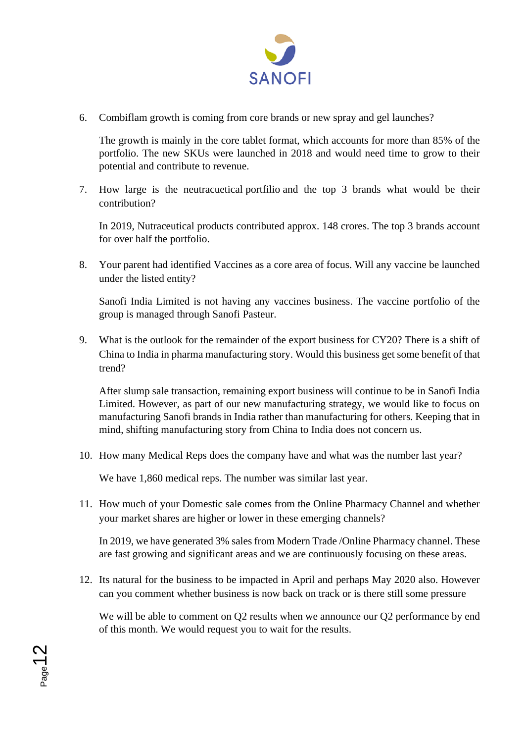6. Combiflam growth is coming from core brands or new spray and gel launches?

   The growth is mainly in the core tablet format, which accounts for more than 85% of the portfolio. The new SKUs were launched in 2018 and would need time to grow to their potential and contribute to revenue.

7. How large is the neutracuetical portfilio and the top 3 brands what would be their contribution?

   In 2019, Nutraceutical products contributed approx. 148 crores. The top 3 brands account for over half the portfolio.

8. Your parent had identified Vaccines as a core area of focus. Will any vaccine be launched under the listed entity?

   Sanofi India Limited is not having any vaccines business. The vaccine portfolio of the group is managed through Sanofi Pasteur.

9. What is the outlook for the remainder of the export business for CY20? There is a shift of China to India in pharma manufacturing story. Would this business get some benefit of that trend?

   After slump sale transaction, remaining export business will continue to be in Sanofi India Limited. However, as part of our new manufacturing strategy, we would like to focus on manufacturing Sanofi brands in India rather than manufacturing for others. Keeping that in mind, shifting manufacturing story from China to India does not concern us.

10. How many Medical Reps does the company have and what was the number last year?

    We have 1,860 medical reps. The number was similar last year.

11. How much of your Domestic sale comes from the Online Pharmacy Channel and whether your market shares are higher or lower in these emerging channels?

    In 2019, we have generated 3% sales from Modern Trade /Online Pharmacy channel. These are fast growing and significant areas and we are continuously focusing on these areas.

12. Its natural for the business to be impacted in April and perhaps May 2020 also. However can you comment whether business is now back on track or is there still some pressure

    We will be able to comment on Q2 results when we announce our Q2 performance by end of this month. We would request you to wait for the results.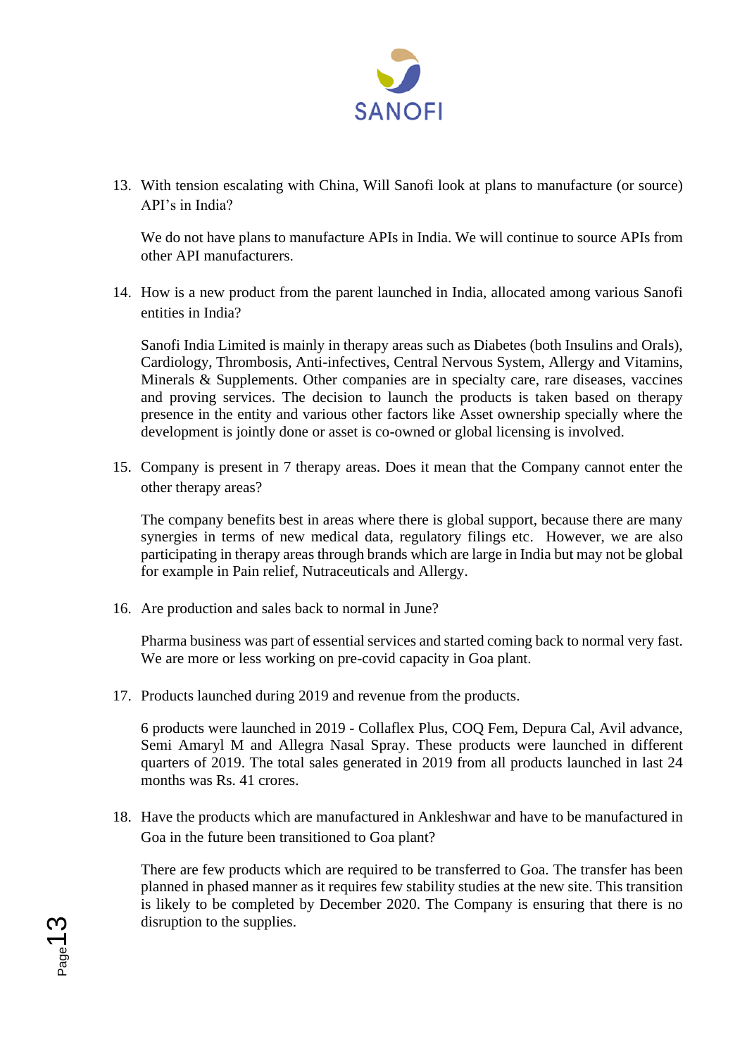13. With tension escalating with China, Will Sanofi look at plans to manufacture (or source) API's in India?

    We do not have plans to manufacture APIs in India. We will continue to source APIs from other API manufacturers.

14. How is a new product from the parent launched in India, allocated among various Sanofi entities in India?

    Sanofi India Limited is mainly in therapy areas such as Diabetes (both Insulins and Orals), Cardiology, Thrombosis, Anti-infectives, Central Nervous System, Allergy and Vitamins, Minerals & Supplements. Other companies are in specialty care, rare diseases, vaccines and proving services. The decision to launch the products is taken based on therapy presence in the entity and various other factors like Asset ownership specially where the development is jointly done or asset is co-owned or global licensing is involved.

15. Company is present in 7 therapy areas. Does it mean that the Company cannot enter the other therapy areas?

    The company benefits best in areas where there is global support, because there are many synergies in terms of new medical data, regulatory filings etc. However, we are also participating in therapy areas through brands which are large in India but may not be global for example in Pain relief, Nutraceuticals and Allergy.

16. Are production and sales back to normal in June?

    Pharma business was part of essential services and started coming back to normal very fast. We are more or less working on pre-covid capacity in Goa plant.

17. Products launched during 2019 and revenue from the products.

    6 products were launched in 2019 - Collaflex Plus, COQ Fem, Depura Cal, Avil advance, Semi Amaryl M and Allegra Nasal Spray. These products were launched in different quarters of 2019. The total sales generated in 2019 from all products launched in last 24 months was Rs. 41 crores.

18. Have the products which are manufactured in Ankleshwar and have to be manufactured in Goa in the future been transitioned to Goa plant?

    There are few products which are required to be transferred to Goa. The transfer has been planned in phased manner as it requires few stability studies at the new site. This transition is likely to be completed by December 2020. The Company is ensuring that there is no disruption to the supplies.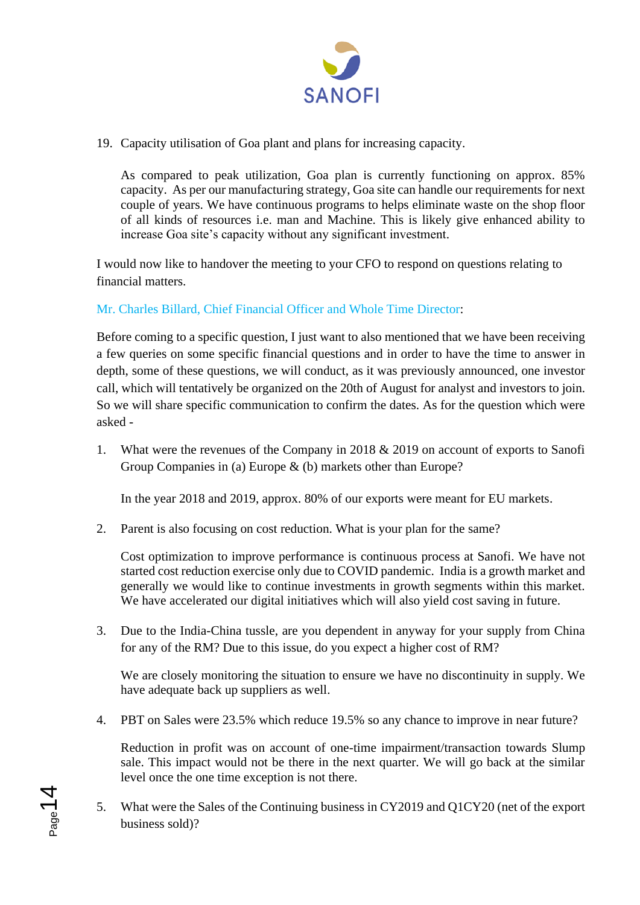19. Capacity utilisation of Goa plant and plans for increasing capacity.

    As compared to peak utilization, Goa plan is currently functioning on approx. 85% capacity. As per our manufacturing strategy, Goa site can handle our requirements for next couple of years. We have continuous programs to helps eliminate waste on the shop floor of all kinds of resources i.e. man and Machine. This is likely give enhanced ability to increase Goa site's capacity without any significant investment.

I would now like to handover the meeting to your CFO to respond on questions relating to financial matters.

Mr. Charles Billard, Chief Financial Officer and Whole Time Director:

Before coming to a specific question, I just want to also mentioned that we have been receiving a few queries on some specific financial questions and in order to have the time to answer in depth, some of these questions, we will conduct, as it was previously announced, one investor call, which will tentatively be organized on the 20th of August for analyst and investors to join. So we will share specific communication to confirm the dates. As for the question which were asked -

1. What were the revenues of the Company in 2018 & 2019 on account of exports to Sanofi Group Companies in (a) Europe & (b) markets other than Europe?

   In the year 2018 and 2019, approx. 80% of our exports were meant for EU markets.

2. Parent is also focusing on cost reduction. What is your plan for the same?

   Cost optimization to improve performance is continuous process at Sanofi. We have not started cost reduction exercise only due to COVID pandemic. India is a growth market and generally we would like to continue investments in growth segments within this market. We have accelerated our digital initiatives which will also yield cost saving in future.

3. Due to the India-China tussle, are you dependent in anyway for your supply from China for any of the RM? Due to this issue, do you expect a higher cost of RM?

   We are closely monitoring the situation to ensure we have no discontinuity in supply. We have adequate back up suppliers as well.

4. PBT on Sales were 23.5% which reduce 19.5% so any chance to improve in near future?

   Reduction in profit was on account of one-time impairment/transaction towards Slump sale. This impact would not be there in the next quarter. We will go back at the similar level once the one time exception is not there.

5. What were the Sales of the Continuing business in CY2019 and Q1CY20 (net of the export business sold)?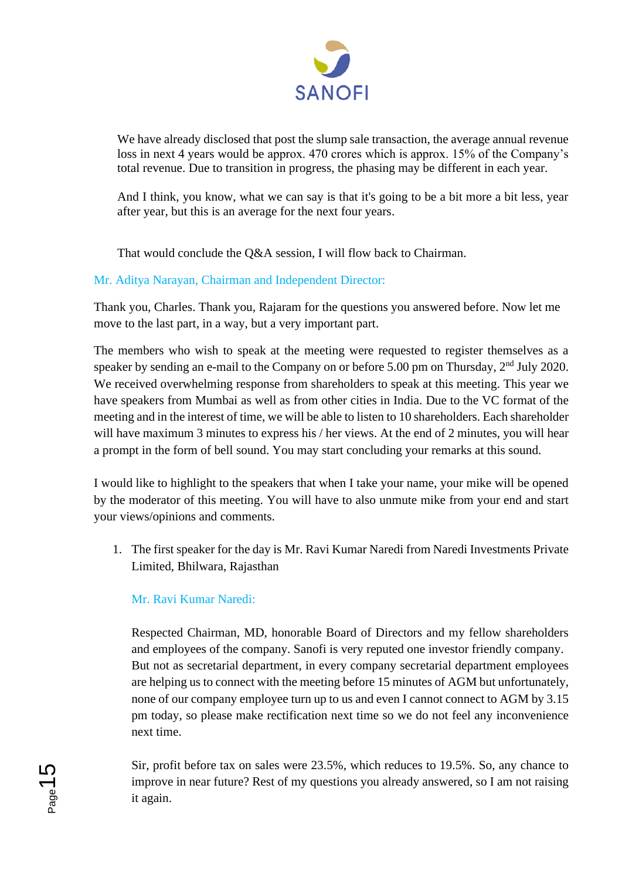We have already disclosed that post the slump sale transaction, the average annual revenue loss in next 4 years would be approx. 470 crores which is approx. 15% of the Company's total revenue. Due to transition in progress, the phasing may be different in each year.

And I think, you know, what we can say is that it's going to be a bit more a bit less, year after year, but this is an average for the next four years.

That would conclude the Q&A session, I will flow back to Chairman.

Mr. Aditya Narayan, Chairman and Independent Director:

Thank you, Charles. Thank you, Rajaram for the questions you answered before. Now let me move to the last part, in a way, but a very important part.

The members who wish to speak at the meeting were requested to register themselves as a speaker by sending an e-mail to the Company on or before 5.00 pm on Thursday, 2nd July 2020. We received overwhelming response from shareholders to speak at this meeting. This year we have speakers from Mumbai as well as from other cities in India. Due to the VC format of the meeting and in the interest of time, we will be able to listen to 10 shareholders. Each shareholder will have maximum 3 minutes to express his / her views. At the end of 2 minutes, you will hear a prompt in the form of bell sound. You may start concluding your remarks at this sound.

I would like to highlight to the speakers that when I take your name, your mike will be opened by the moderator of this meeting. You will have to also unmute mike from your end and start your views/opinions and comments.

1. The first speaker for the day is Mr. Ravi Kumar Naredi from Naredi Investments Private Limited, Bhilwara, Rajasthan

   Mr. Ravi Kumar Naredi:

   Respected Chairman, MD, honorable Board of Directors and my fellow shareholders and employees of the company. Sanofi is very reputed one investor friendly company. But not as secretarial department, in every company secretarial department employees are helping us to connect with the meeting before 15 minutes of AGM but unfortunately, none of our company employee turn up to us and even I cannot connect to AGM by 3.15 pm today, so please make rectification next time so we do not feel any inconvenience next time.

   Sir, profit before tax on sales were 23.5%, which reduces to 19.5%. So, any chance to improve in near future? Rest of my questions you already answered, so I am not raising it again.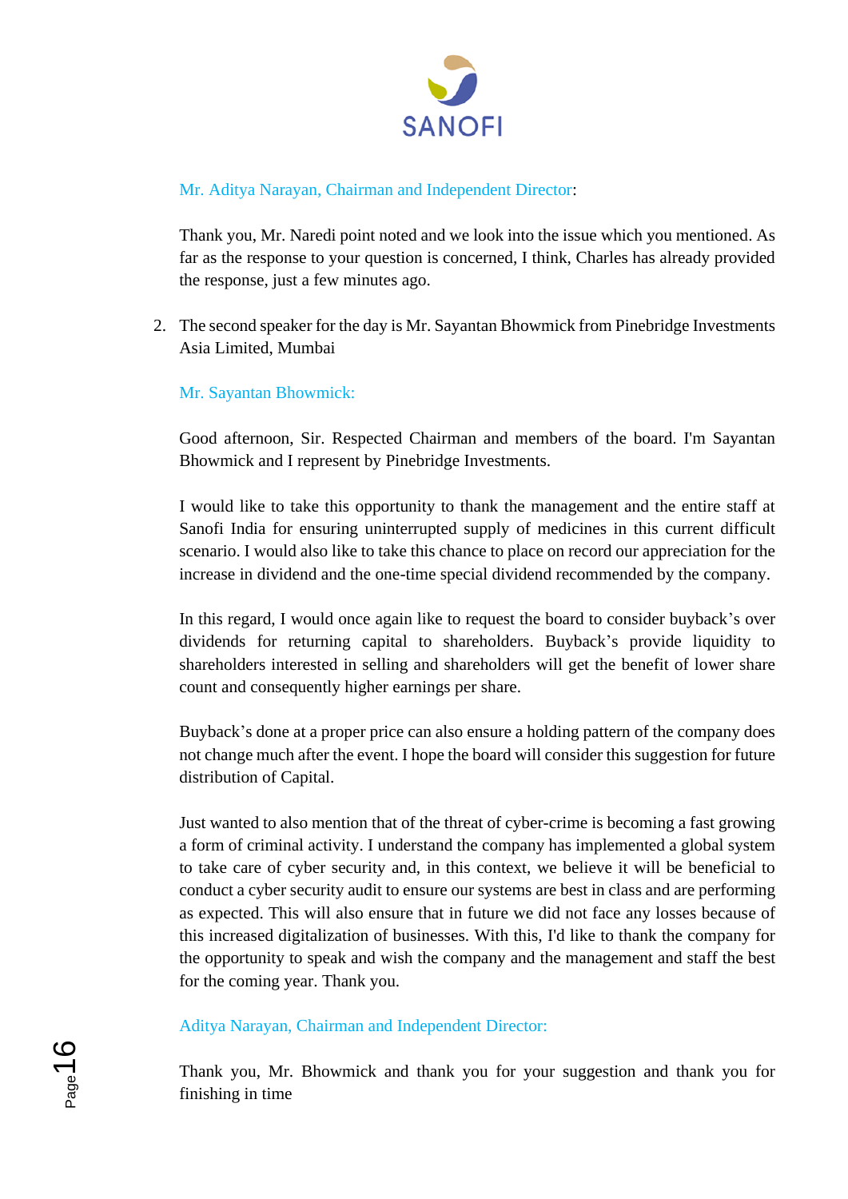Mr. Aditya Narayan, Chairman and Independent Director:

Thank you, Mr. Naredi point noted and we look into the issue which you mentioned. As far as the response to your question is concerned, I think, Charles has already provided the response, just a few minutes ago.

2. The second speaker for the day is Mr. Sayantan Bhowmick from Pinebridge Investments Asia Limited, Mumbai

Mr. Sayantan Bhowmick:

Good afternoon, Sir. Respected Chairman and members of the board. I'm Sayantan Bhowmick and I represent by Pinebridge Investments.

I would like to take this opportunity to thank the management and the entire staff at Sanofi India for ensuring uninterrupted supply of medicines in this current difficult scenario. I would also like to take this chance to place on record our appreciation for the increase in dividend and the one-time special dividend recommended by the company.

In this regard, I would once again like to request the board to consider buyback's over dividends for returning capital to shareholders. Buyback's provide liquidity to shareholders interested in selling and shareholders will get the benefit of lower share count and consequently higher earnings per share.

Buyback's done at a proper price can also ensure a holding pattern of the company does not change much after the event. I hope the board will consider this suggestion for future distribution of Capital.

Just wanted to also mention that of the threat of cyber-crime is becoming a fast growing a form of criminal activity. I understand the company has implemented a global system to take care of cyber security and, in this context, we believe it will be beneficial to conduct a cyber security audit to ensure our systems are best in class and are performing as expected. This will also ensure that in future we did not face any losses because of this increased digitalization of businesses. With this, I'd like to thank the company for the opportunity to speak and wish the company and the management and staff the best for the coming year. Thank you.

Aditya Narayan, Chairman and Independent Director:

Thank you, Mr. Bhowmick and thank you for your suggestion and thank you for finishing in time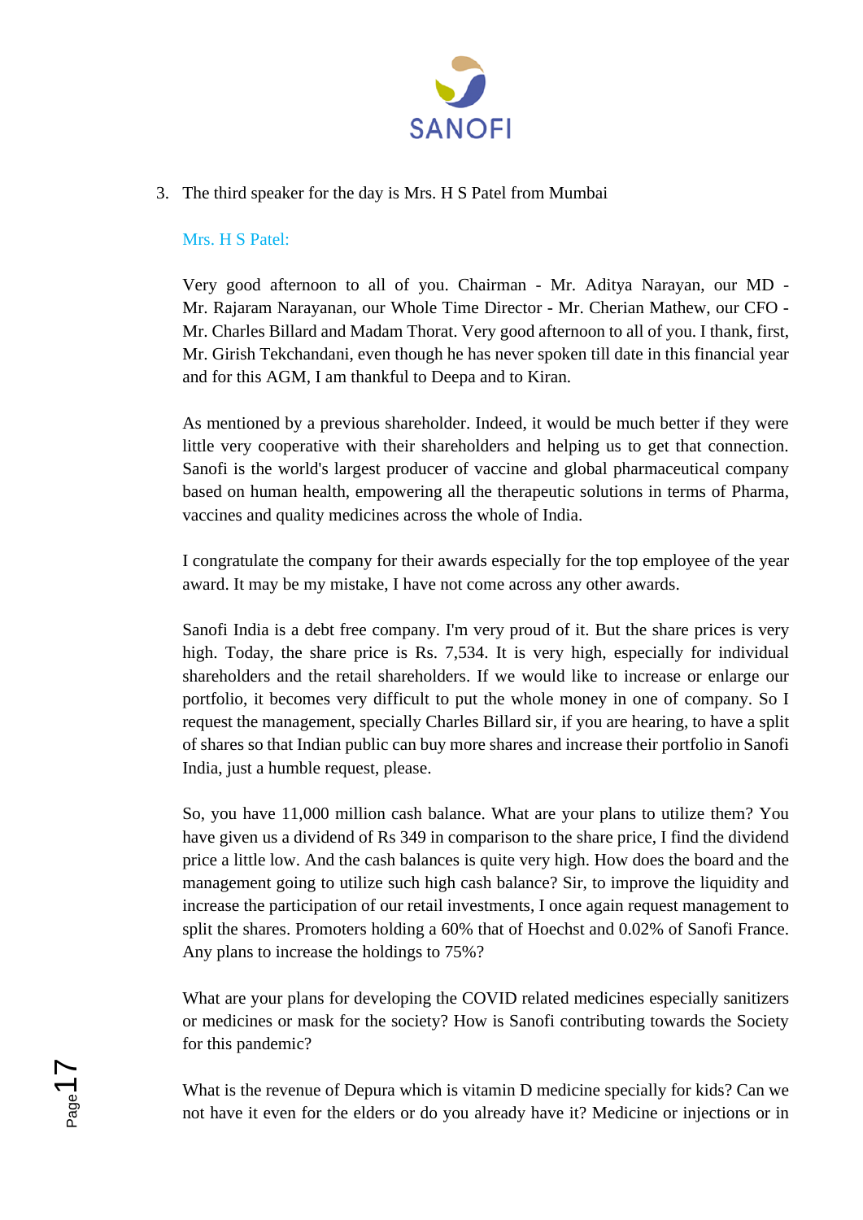3. The third speaker for the day is Mrs. H S Patel from Mumbai

   Mrs. H S Patel:

   Very good afternoon to all of you. Chairman - Mr. Aditya Narayan, our MD - Mr. Rajaram Narayanan, our Whole Time Director - Mr. Cherian Mathew, our CFO - Mr. Charles Billard and Madam Thorat. Very good afternoon to all of you. I thank, first, Mr. Girish Tekchandani, even though he has never spoken till date in this financial year and for this AGM, I am thankful to Deepa and to Kiran.

   As mentioned by a previous shareholder. Indeed, it would be much better if they were little very cooperative with their shareholders and helping us to get that connection. Sanofi is the world's largest producer of vaccine and global pharmaceutical company based on human health, empowering all the therapeutic solutions in terms of Pharma, vaccines and quality medicines across the whole of India.

   I congratulate the company for their awards especially for the top employee of the year award. It may be my mistake, I have not come across any other awards.

   Sanofi India is a debt free company. I'm very proud of it. But the share prices is very high. Today, the share price is Rs. 7,534. It is very high, especially for individual shareholders and the retail shareholders. If we would like to increase or enlarge our portfolio, it becomes very difficult to put the whole money in one of company. So I request the management, specially Charles Billard sir, if you are hearing, to have a split of shares so that Indian public can buy more shares and increase their portfolio in Sanofi India, just a humble request, please.

   So, you have 11,000 million cash balance. What are your plans to utilize them? You have given us a dividend of Rs 349 in comparison to the share price, I find the dividend price a little low. And the cash balances is quite very high. How does the board and the management going to utilize such high cash balance? Sir, to improve the liquidity and increase the participation of our retail investments, I once again request management to split the shares. Promoters holding a 60% that of Hoechst and 0.02% of Sanofi France. Any plans to increase the holdings to 75%?

   What are your plans for developing the COVID related medicines especially sanitizers or medicines or mask for the society? How is Sanofi contributing towards the Society for this pandemic?

   What is the revenue of Depura which is vitamin D medicine specially for kids? Can we not have it even for the elders or do you already have it? Medicine or injections or in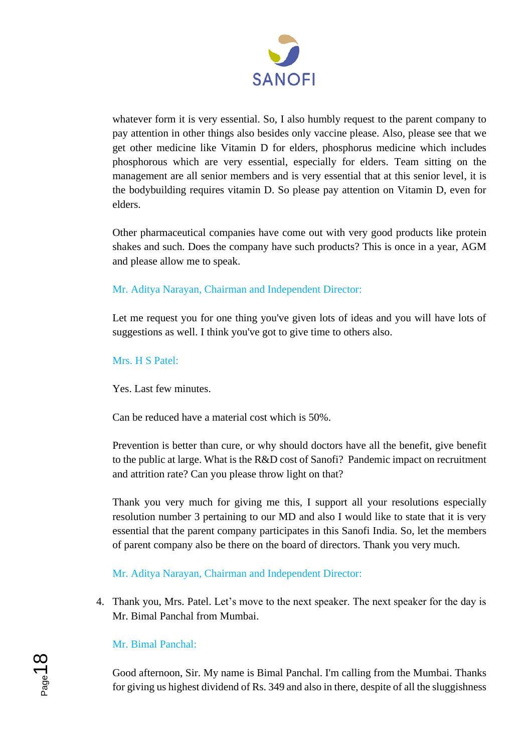whatever form it is very essential. So, I also humbly request to the parent company to pay attention in other things also besides only vaccine please. Also, please see that we get other medicine like Vitamin D for elders, phosphorus medicine which includes phosphorous which are very essential, especially for elders. Team sitting on the management are all senior members and is very essential that at this senior level, it is the bodybuilding requires vitamin D. So please pay attention on Vitamin D, even for elders.

Other pharmaceutical companies have come out with very good products like protein shakes and such. Does the company have such products? This is once in a year, AGM and please allow me to speak.

Mr. Aditya Narayan, Chairman and Independent Director:

Let me request you for one thing you've given lots of ideas and you will have lots of suggestions as well. I think you've got to give time to others also.

Mrs. H S Patel:

Yes. Last few minutes.

Can be reduced have a material cost which is 50%.

Prevention is better than cure, or why should doctors have all the benefit, give benefit to the public at large. What is the R&D cost of Sanofi? Pandemic impact on recruitment and attrition rate? Can you please throw light on that?

Thank you very much for giving me this, I support all your resolutions especially resolution number 3 pertaining to our MD and also I would like to state that it is very essential that the parent company participates in this Sanofi India. So, let the members of parent company also be there on the board of directors. Thank you very much.

Mr. Aditya Narayan, Chairman and Independent Director:

4. Thank you, Mrs. Patel. Let's move to the next speaker. The next speaker for the day is Mr. Bimal Panchal from Mumbai.

Mr. Bimal Panchal:

Good afternoon, Sir. My name is Bimal Panchal. I'm calling from the Mumbai. Thanks for giving us highest dividend of Rs. 349 and also in there, despite of all the sluggishness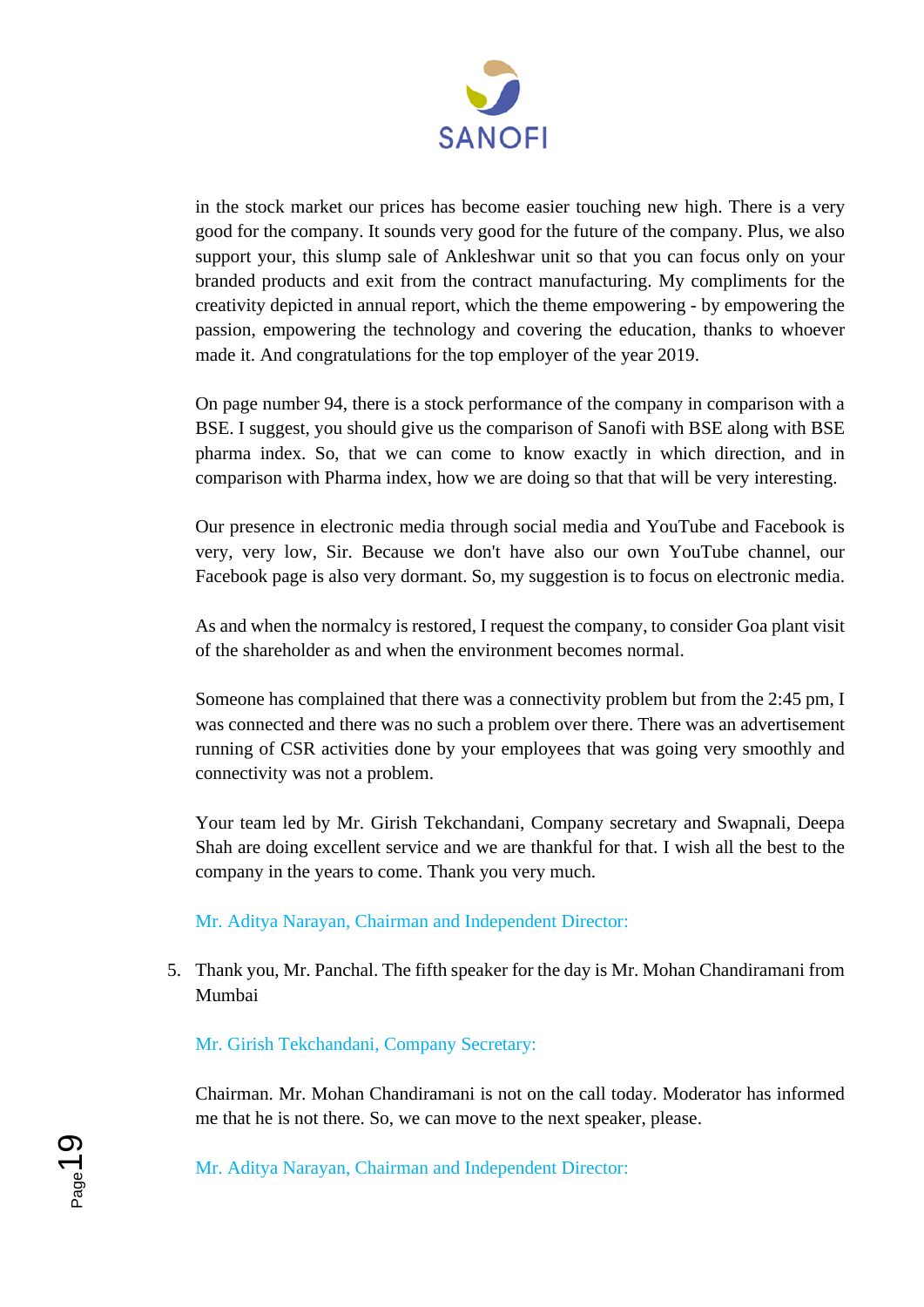in the stock market our prices has become easier touching new high. There is a very good for the company. It sounds very good for the future of the company. Plus, we also support your, this slump sale of Ankleshwar unit so that you can focus only on your branded products and exit from the contract manufacturing. My compliments for the creativity depicted in annual report, which the theme empowering - by empowering the passion, empowering the technology and covering the education, thanks to whoever made it. And congratulations for the top employer of the year 2019.

On page number 94, there is a stock performance of the company in comparison with a BSE. I suggest, you should give us the comparison of Sanofi with BSE along with BSE pharma index. So, that we can come to know exactly in which direction, and in comparison with Pharma index, how we are doing so that that will be very interesting.

Our presence in electronic media through social media and YouTube and Facebook is very, very low, Sir. Because we don't have also our own YouTube channel, our Facebook page is also very dormant. So, my suggestion is to focus on electronic media.

As and when the normalcy is restored, I request the company, to consider Goa plant visit of the shareholder as and when the environment becomes normal.

Someone has complained that there was a connectivity problem but from the 2:45 pm, I was connected and there was no such a problem over there. There was an advertisement running of CSR activities done by your employees that was going very smoothly and connectivity was not a problem.

Your team led by Mr. Girish Tekchandani, Company secretary and Swapnali, Deepa Shah are doing excellent service and we are thankful for that. I wish all the best to the company in the years to come. Thank you very much.

Mr. Aditya Narayan, Chairman and Independent Director:

5. Thank you, Mr. Panchal. The fifth speaker for the day is Mr. Mohan Chandiramani from Mumbai

Mr. Girish Tekchandani, Company Secretary:

Chairman. Mr. Mohan Chandiramani is not on the call today. Moderator has informed me that he is not there. So, we can move to the next speaker, please.

Mr. Aditya Narayan, Chairman and Independent Director: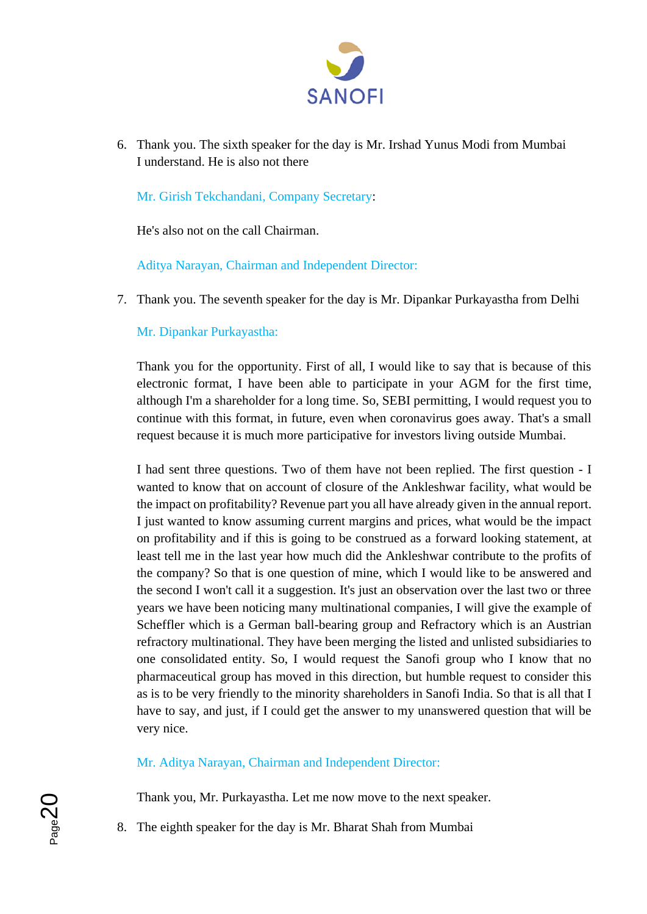6. Thank you. The sixth speaker for the day is Mr. Irshad Yunus Modi from Mumbai I understand. He is also not there

   Mr. Girish Tekchandani, Company Secretary:

   He's also not on the call Chairman.

   Aditya Narayan, Chairman and Independent Director:

7. Thank you. The seventh speaker for the day is Mr. Dipankar Purkayastha from Delhi

   Mr. Dipankar Purkayastha:

   Thank you for the opportunity. First of all, I would like to say that is because of this electronic format, I have been able to participate in your AGM for the first time, although I'm a shareholder for a long time. So, SEBI permitting, I would request you to continue with this format, in future, even when coronavirus goes away. That's a small request because it is much more participative for investors living outside Mumbai.

   I had sent three questions. Two of them have not been replied. The first question - I wanted to know that on account of closure of the Ankleshwar facility, what would be the impact on profitability? Revenue part you all have already given in the annual report. I just wanted to know assuming current margins and prices, what would be the impact on profitability and if this is going to be construed as a forward looking statement, at least tell me in the last year how much did the Ankleshwar contribute to the profits of the company? So that is one question of mine, which I would like to be answered and the second I won't call it a suggestion. It's just an observation over the last two or three years we have been noticing many multinational companies, I will give the example of Scheffler which is a German ball-bearing group and Refractory which is an Austrian refractory multinational. They have been merging the listed and unlisted subsidiaries to one consolidated entity. So, I would request the Sanofi group who I know that no pharmaceutical group has moved in this direction, but humble request to consider this as is to be very friendly to the minority shareholders in Sanofi India. So that is all that I have to say, and just, if I could get the answer to my unanswered question that will be very nice.

   Mr. Aditya Narayan, Chairman and Independent Director:

   Thank you, Mr. Purkayastha. Let me now move to the next speaker.

8. The eighth speaker for the day is Mr. Bharat Shah from Mumbai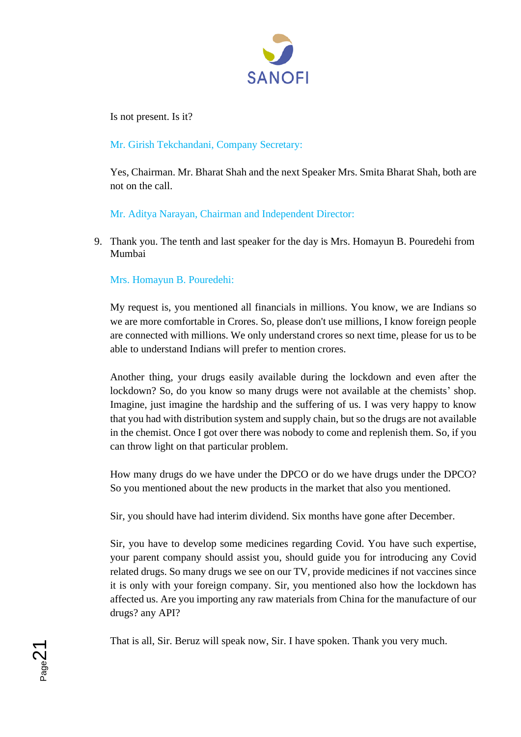Is not present. Is it?

Mr. Girish Tekchandani, Company Secretary:

Yes, Chairman. Mr. Bharat Shah and the next Speaker Mrs. Smita Bharat Shah, both are not on the call.

Mr. Aditya Narayan, Chairman and Independent Director:

9. Thank you. The tenth and last speaker for the day is Mrs. Homayun B. Pouredehi from Mumbai

Mrs. Homayun B. Pouredehi:

My request is, you mentioned all financials in millions. You know, we are Indians so we are more comfortable in Crores. So, please don't use millions, I know foreign people are connected with millions. We only understand crores so next time, please for us to be able to understand Indians will prefer to mention crores.

Another thing, your drugs easily available during the lockdown and even after the lockdown? So, do you know so many drugs were not available at the chemists' shop. Imagine, just imagine the hardship and the suffering of us. I was very happy to know that you had with distribution system and supply chain, but so the drugs are not available in the chemist. Once I got over there was nobody to come and replenish them. So, if you can throw light on that particular problem.

How many drugs do we have under the DPCO or do we have drugs under the DPCO? So you mentioned about the new products in the market that also you mentioned.

Sir, you should have had interim dividend. Six months have gone after December.

Sir, you have to develop some medicines regarding Covid. You have such expertise, your parent company should assist you, should guide you for introducing any Covid related drugs. So many drugs we see on our TV, provide medicines if not vaccines since it is only with your foreign company. Sir, you mentioned also how the lockdown has affected us. Are you importing any raw materials from China for the manufacture of our drugs? any API?

That is all, Sir. Beruz will speak now, Sir. I have spoken. Thank you very much.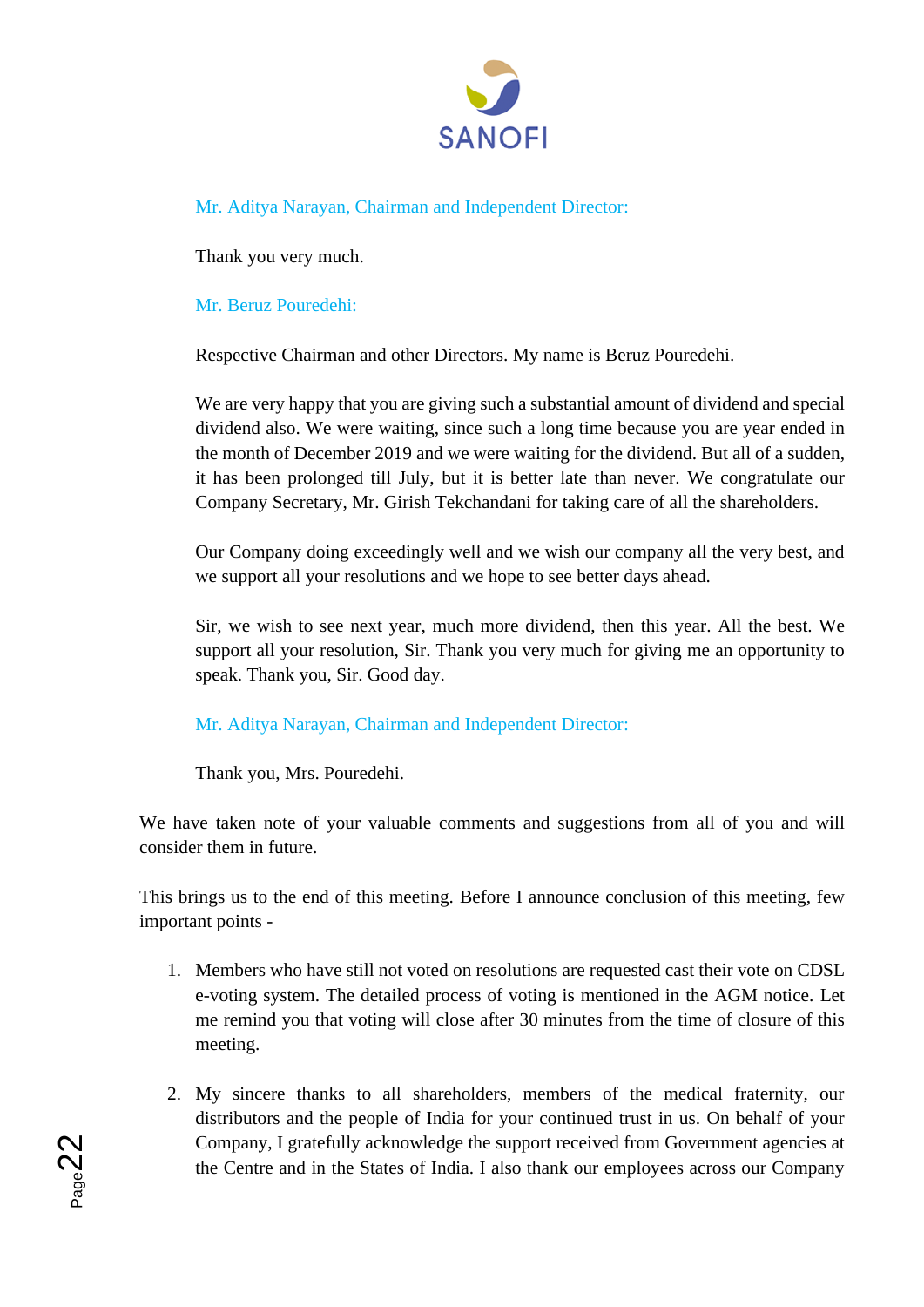Mr. Aditya Narayan, Chairman and Independent Director:

Thank you very much.

Mr. Beruz Pouredehi:

Respective Chairman and other Directors. My name is Beruz Pouredehi.

We are very happy that you are giving such a substantial amount of dividend and special dividend also. We were waiting, since such a long time because you are year ended in the month of December 2019 and we were waiting for the dividend. But all of a sudden, it has been prolonged till July, but it is better late than never. We congratulate our Company Secretary, Mr. Girish Tekchandani for taking care of all the shareholders.

Our Company doing exceedingly well and we wish our company all the very best, and we support all your resolutions and we hope to see better days ahead.

Sir, we wish to see next year, much more dividend, then this year. All the best. We support all your resolution, Sir. Thank you very much for giving me an opportunity to speak. Thank you, Sir. Good day.

Mr. Aditya Narayan, Chairman and Independent Director:

Thank you, Mrs. Pouredehi.

We have taken note of your valuable comments and suggestions from all of you and will consider them in future.

This brings us to the end of this meeting. Before I announce conclusion of this meeting, few important points -

1. Members who have still not voted on resolutions are requested cast their vote on CDSL e-voting system. The detailed process of voting is mentioned in the AGM notice. Let me remind you that voting will close after 30 minutes from the time of closure of this meeting.

2. My sincere thanks to all shareholders, members of the medical fraternity, our distributors and the people of India for your continued trust in us. On behalf of your Company, I gratefully acknowledge the support received from Government agencies at the Centre and in the States of India. I also thank our employees across our Company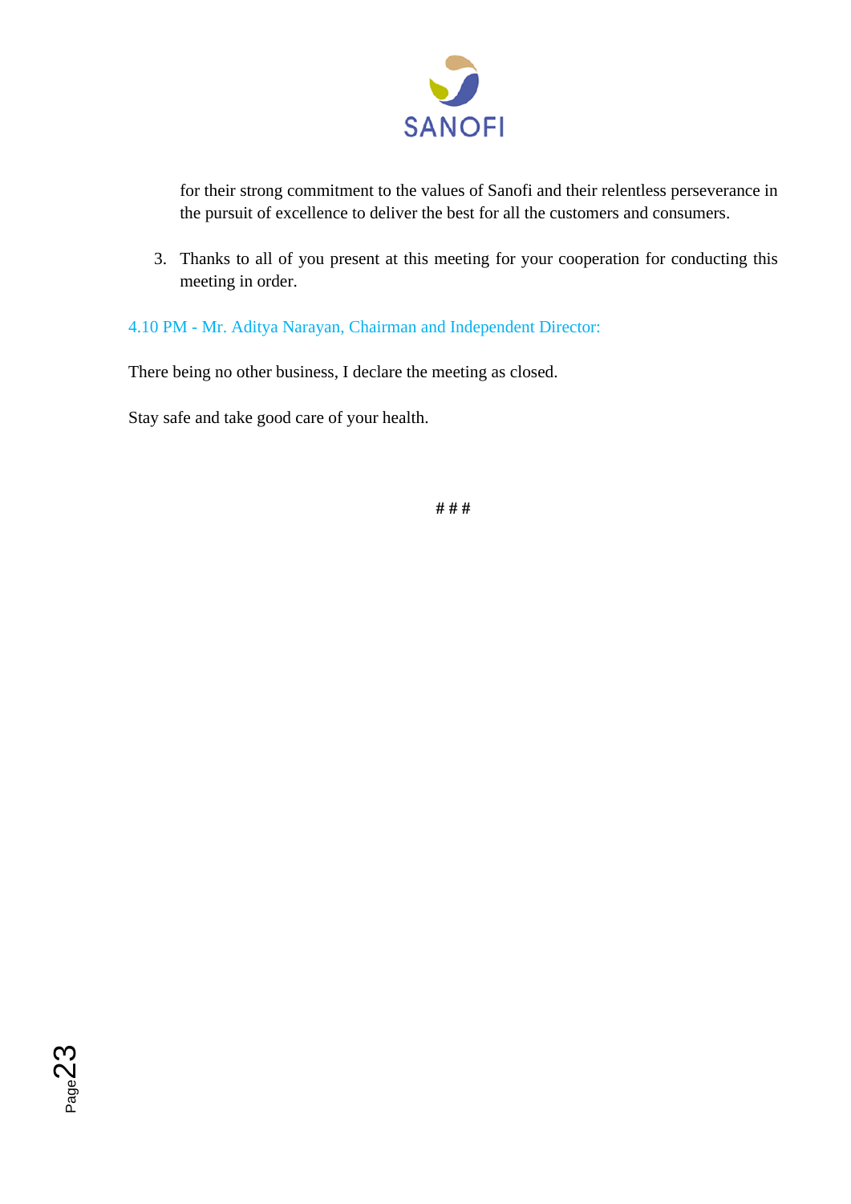for their strong commitment to the values of Sanofi and their relentless perseverance in the pursuit of excellence to deliver the best for all the customers and consumers.

3. Thanks to all of you present at this meeting for your cooperation for conducting this meeting in order.

4.10 PM - Mr. Aditya Narayan, Chairman and Independent Director:

There being no other business, I declare the meeting as closed.

Stay safe and take good care of your health.

# # #